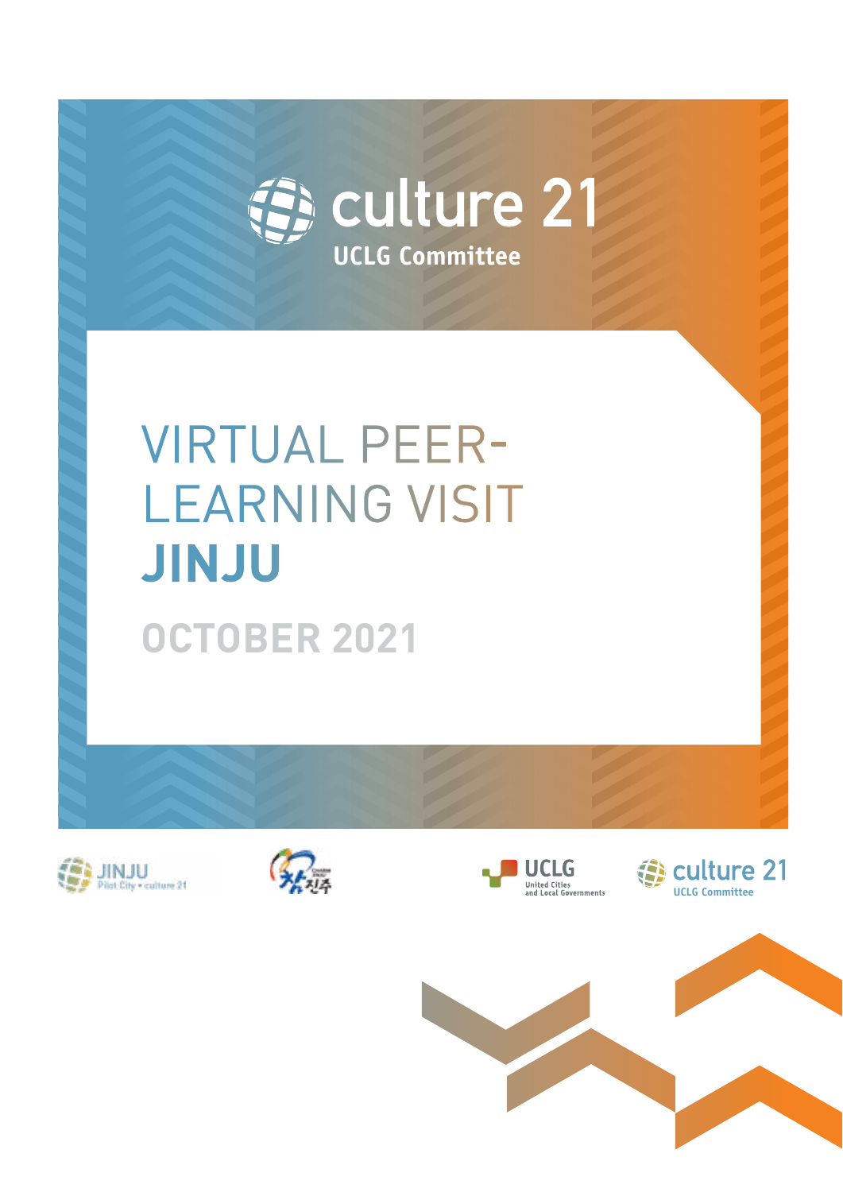culture 21

UCLG Committee

# VIRTUAL PEER-LEARNING VISIT

# JINJU

## OCTOBER 2021

JINJU Pilot City • culture 21

UCLG United Cities and Local Governments

culture 21 UCLG Committee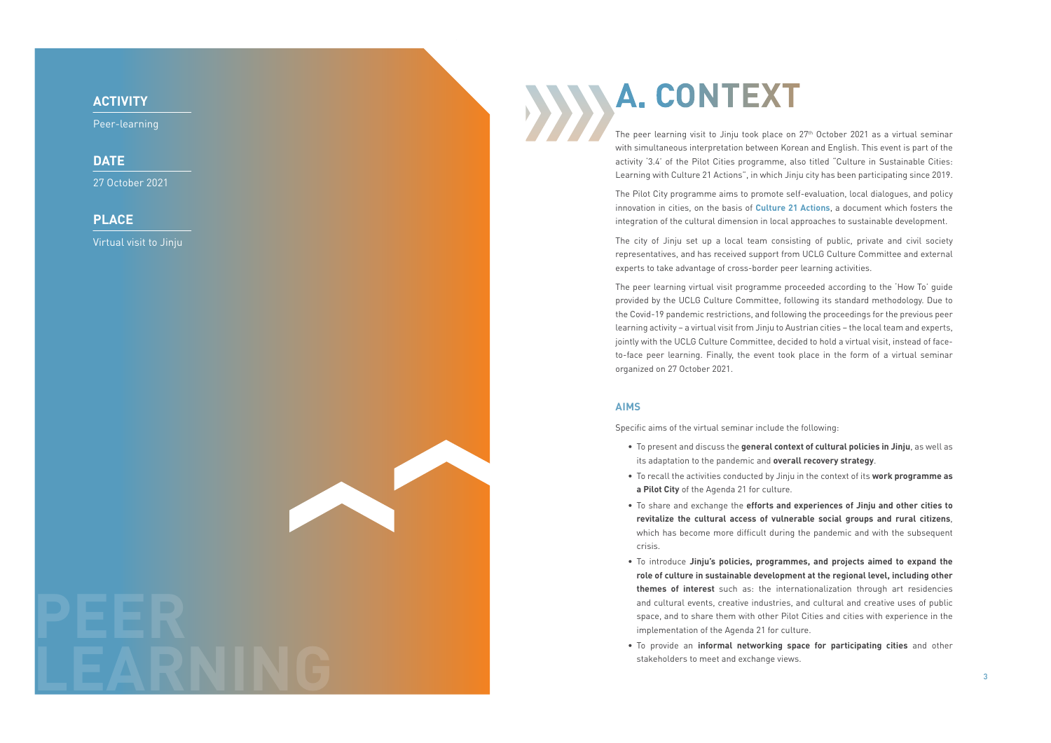**ACTIVITY**

Peer-learning

**DATE**

27 October 2021

**PLACE**

Virtual visit to Jinju

PEER LEARNING

# A. CONTEXT

The peer learning visit to Jinju took place on 27th October 2021 as a virtual seminar with simultaneous interpretation between Korean and English. This event is part of the activity '3.4' of the Pilot Cities programme, also titled "Culture in Sustainable Cities: Learning with Culture 21 Actions", in which Jinju city has been participating since 2019.

The Pilot City programme aims to promote self-evaluation, local dialogues, and policy innovation in cities, on the basis of **Culture 21 Actions**, a document which fosters the integration of the cultural dimension in local approaches to sustainable development.

The city of Jinju set up a local team consisting of public, private and civil society representatives, and has received support from UCLG Culture Committee and external experts to take advantage of cross-border peer learning activities.

The peer learning virtual visit programme proceeded according to the 'How To' guide provided by the UCLG Culture Committee, following its standard methodology. Due to the Covid-19 pandemic restrictions, and following the proceedings for the previous peer learning activity – a virtual visit from Jinju to Austrian cities – the local team and experts, jointly with the UCLG Culture Committee, decided to hold a virtual visit, instead of face-to-face peer learning. Finally, the event took place in the form of a virtual seminar organized on 27 October 2021.

## AIMS

Specific aims of the virtual seminar include the following:

- To present and discuss the **general context of cultural policies in Jinju**, as well as its adaptation to the pandemic and **overall recovery strategy**.
- To recall the activities conducted by Jinju in the context of its **work programme as a Pilot City** of the Agenda 21 for culture.
- To share and exchange the **efforts and experiences of Jinju and other cities to revitalize the cultural access of vulnerable social groups and rural citizens**, which has become more difficult during the pandemic and with the subsequent crisis.
- To introduce **Jinju's policies, programmes, and projects aimed to expand the role of culture in sustainable development at the regional level, including other themes of interest** such as: the internationalization through art residencies and cultural events, creative industries, and cultural and creative uses of public space, and to share them with other Pilot Cities and cities with experience in the implementation of the Agenda 21 for culture.
- To provide an **informal networking space for participating cities** and other stakeholders to meet and exchange views.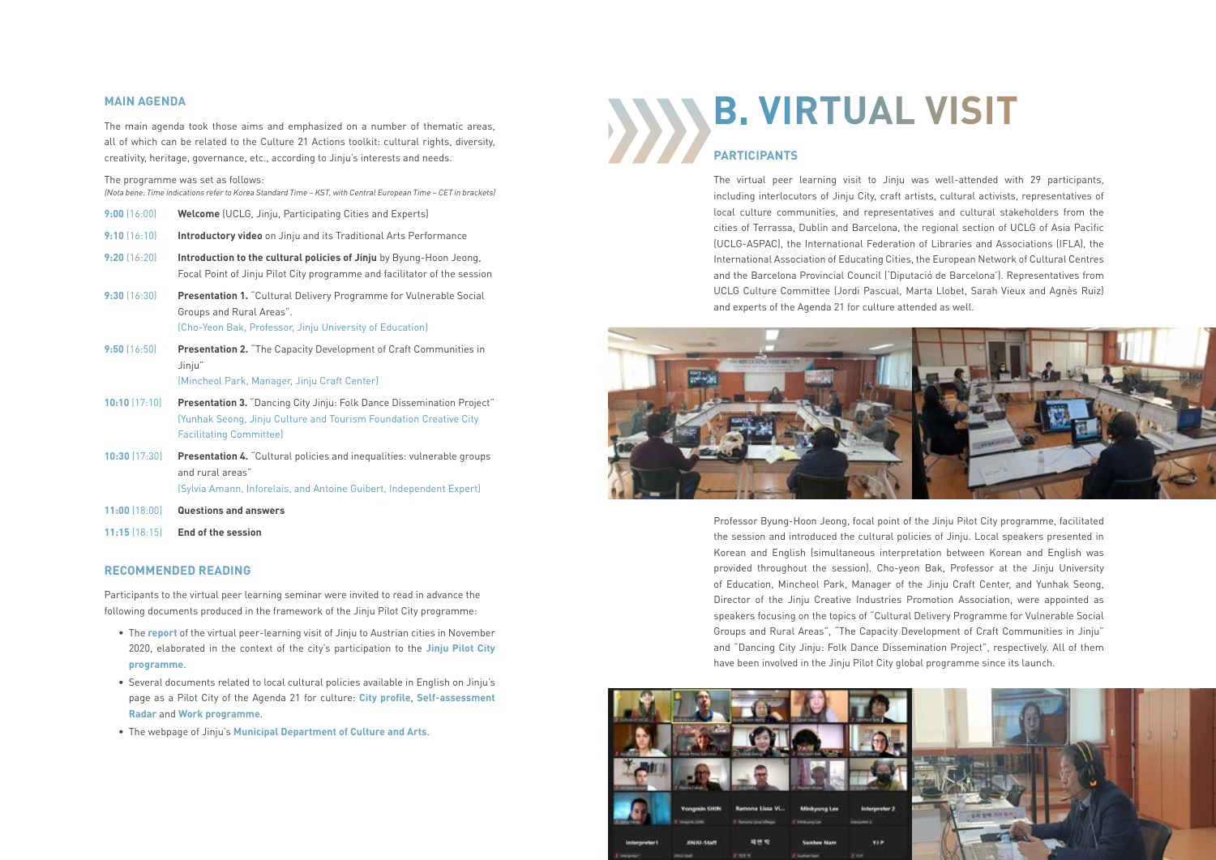### MAIN AGENDA

The main agenda took those aims and emphasized on a number of thematic areas, all of which can be related to the Culture 21 Actions toolkit: cultural rights, diversity, creativity, heritage, governance, etc., according to Jinju's interests and needs.

The programme was set as follows:

*(Nota bene: Time indications refer to Korea Standard Time – KST, with Central European Time – CET in brackets)*

- **9:00** (16:00) **Welcome** (UCLG, Jinju, Participating Cities and Experts)
- **9:10** (16:10) **Introductory video** on Jinju and its Traditional Arts Performance
- **9:20** (16:20) **Introduction to the cultural policies of Jinju** by Byung-Hoon Jeong, Focal Point of Jinju Pilot City programme and facilitator of the session
- **9:30** (16:30) **Presentation 1.** "Cultural Delivery Programme for Vulnerable Social Groups and Rural Areas". (Cho-Yeon Bak, Professor, Jinju University of Education)
- **9:50** (16:50) **Presentation 2.** "The Capacity Development of Craft Communities in Jinju" (Mincheol Park, Manager, Jinju Craft Center)
- **10:10** (17:10) **Presentation 3.** "Dancing City Jinju: Folk Dance Dissemination Project" (Yunhak Seong, Jinju Culture and Tourism Foundation Creative City Facilitating Committee)
- **10:30** (17:30) **Presentation 4.** "Cultural policies and inequalities: vulnerable groups and rural areas" (Sylvia Amann, Inforelais, and Antoine Guibert, Independent Expert)
- **11:00** (18:00) **Questions and answers**
- **11:15** (18:15) **End of the session**

### RECOMMENDED READING

Participants to the virtual peer learning seminar were invited to read in advance the following documents produced in the framework of the Jinju Pilot City programme:

- The **report** of the virtual peer-learning visit of Jinju to Austrian cities in November 2020, elaborated in the context of the city's participation to the **Jinju Pilot City programme**.
- Several documents related to local cultural policies available in English on Jinju's page as a Pilot City of the Agenda 21 for culture: **City profile**, **Self-assessment Radar** and **Work programme**.
- The webpage of Jinju's **Municipal Department of Culture and Arts**.

# B. VIRTUAL VISIT

### PARTICIPANTS

The virtual peer learning visit to Jinju was well-attended with 29 participants, including interlocutors of Jinju City, craft artists, cultural activists, representatives of local culture communities, and representatives and cultural stakeholders from the cities of Terrassa, Dublin and Barcelona, the regional section of UCLG of Asia Pacific (UCLG-ASPAC), the International Federation of Libraries and Associations (IFLA), the International Association of Educating Cities, the European Network of Cultural Centres and the Barcelona Provincial Council ('Diputació de Barcelona'). Representatives from UCLG Culture Committee (Jordi Pascual, Marta Llobet, Sarah Vieux and Agnès Ruiz) and experts of the Agenda 21 for culture attended as well.

Professor Byung-Hoon Jeong, focal point of the Jinju Pilot City programme, facilitated the session and introduced the cultural policies of Jinju. Local speakers presented in Korean and English (simultaneous interpretation between Korean and English was provided throughout the session). Cho-yeon Bak, Professor at the Jinju University of Education, Mincheol Park, Manager of the Jinju Craft Center, and Yunhak Seong, Director of the Jinju Creative Industries Promotion Association, were appointed as speakers focusing on the topics of "Cultural Delivery Programme for Vulnerable Social Groups and Rural Areas", "The Capacity Development of Craft Communities in Jinju" and "Dancing City Jinju: Folk Dance Dissemination Project", respectively. All of them have been involved in the Jinju Pilot City global programme since its launch.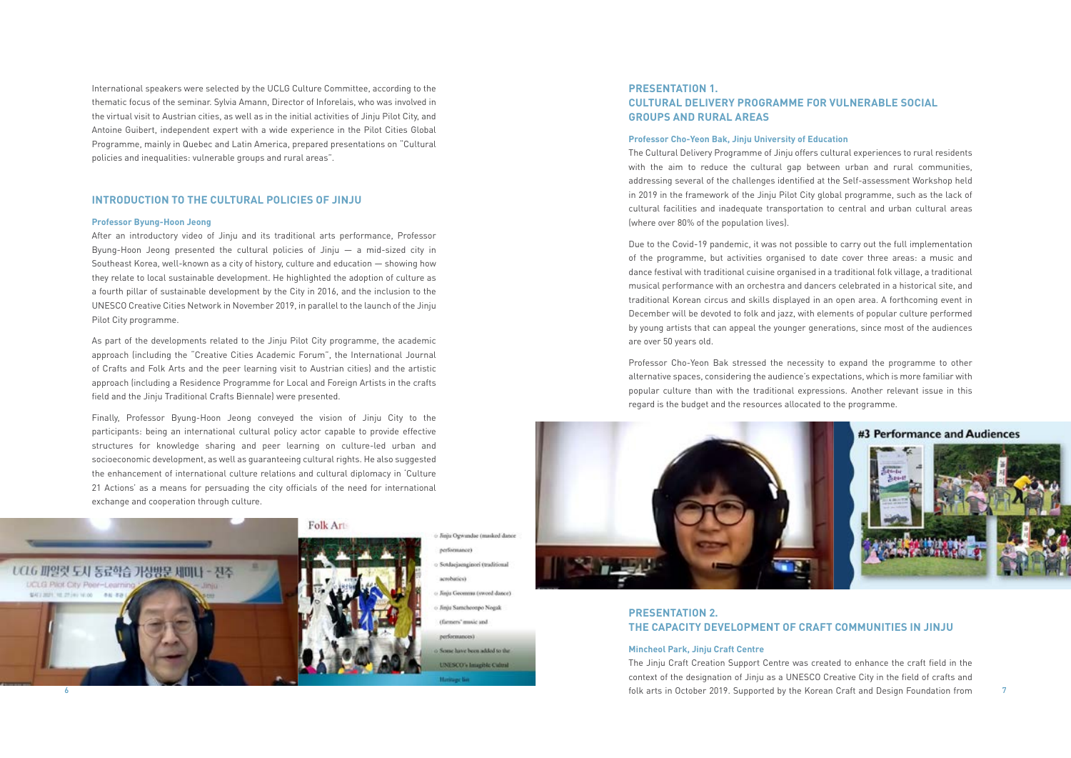International speakers were selected by the UCLG Culture Committee, according to the thematic focus of the seminar. Sylvia Amann, Director of Inforelais, who was involved in the virtual visit to Austrian cities, as well as in the initial activities of Jinju Pilot City, and Antoine Guibert, independent expert with a wide experience in the Pilot Cities Global Programme, mainly in Quebec and Latin America, prepared presentations on "Cultural policies and inequalities: vulnerable groups and rural areas".

## INTRODUCTION TO THE CULTURAL POLICIES OF JINJU

**Professor Byung-Hoon Jeong**

After an introductory video of Jinju and its traditional arts performance, Professor Byung-Hoon Jeong presented the cultural policies of Jinju — a mid-sized city in Southeast Korea, well-known as a city of history, culture and education — showing how they relate to local sustainable development. He highlighted the adoption of culture as a fourth pillar of sustainable development by the City in 2016, and the inclusion to the UNESCO Creative Cities Network in November 2019, in parallel to the launch of the Jinju Pilot City programme.

As part of the developments related to the Jinju Pilot City programme, the academic approach (including the "Creative Cities Academic Forum", the International Journal of Crafts and Folk Arts and the peer learning visit to Austrian cities) and the artistic approach (including a Residence Programme for Local and Foreign Artists in the crafts field and the Jinju Traditional Crafts Biennale) were presented.

Finally, Professor Byung-Hoon Jeong conveyed the vision of Jinju City to the participants: being an international cultural policy actor capable to provide effective structures for knowledge sharing and peer learning on culture-led urban and socioeconomic development, as well as guaranteeing cultural rights. He also suggested the enhancement of international culture relations and cultural diplomacy in 'Culture 21 Actions' as a means for persuading the city officials of the need for international exchange and cooperation through culture.

## PRESENTATION 1. CULTURAL DELIVERY PROGRAMME FOR VULNERABLE SOCIAL GROUPS AND RURAL AREAS

**Professor Cho-Yeon Bak, Jinju University of Education**

The Cultural Delivery Programme of Jinju offers cultural experiences to rural residents with the aim to reduce the cultural gap between urban and rural communities, addressing several of the challenges identified at the Self-assessment Workshop held in 2019 in the framework of the Jinju Pilot City global programme, such as the lack of cultural facilities and inadequate transportation to central and urban cultural areas (where over 80% of the population lives).

Due to the Covid-19 pandemic, it was not possible to carry out the full implementation of the programme, but activities organised to date cover three areas: a music and dance festival with traditional cuisine organised in a traditional folk village, a traditional musical performance with an orchestra and dancers celebrated in a historical site, and traditional Korean circus and skills displayed in an open area. A forthcoming event in December will be devoted to folk and jazz, with elements of popular culture performed by young artists that can appeal the younger generations, since most of the audiences are over 50 years old.

Professor Cho-Yeon Bak stressed the necessity to expand the programme to other alternative spaces, considering the audience's expectations, which is more familiar with popular culture than with the traditional expressions. Another relevant issue in this regard is the budget and the resources allocated to the programme.

## PRESENTATION 2. THE CAPACITY DEVELOPMENT OF CRAFT COMMUNITIES IN JINJU

**Mincheol Park, Jinju Craft Centre**

The Jinju Craft Creation Support Centre was created to enhance the craft field in the context of the designation of Jinju as a UNESCO Creative City in the field of crafts and folk arts in October 2019. Supported by the Korean Craft and Design Foundation from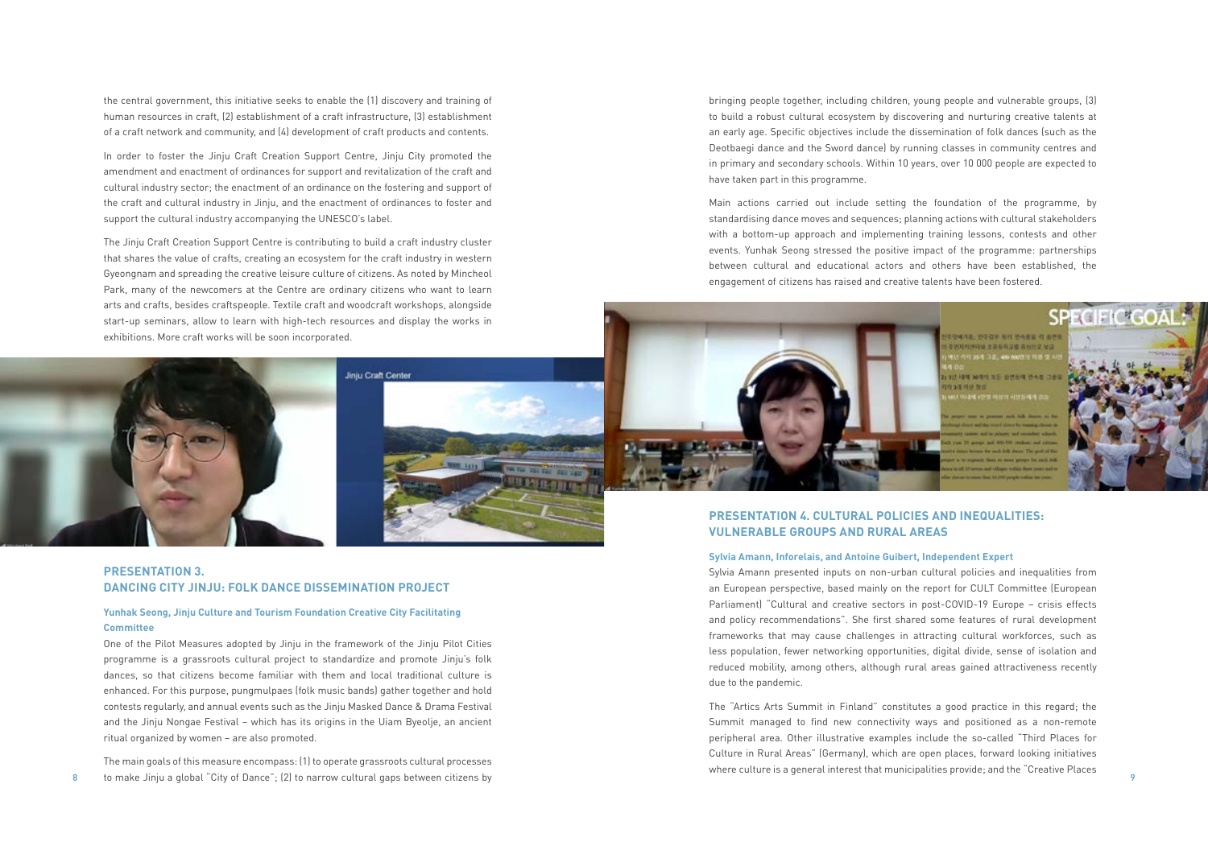the central government, this initiative seeks to enable the (1) discovery and training of human resources in craft, (2) establishment of a craft infrastructure, (3) establishment of a craft network and community, and (4) development of craft products and contents.

In order to foster the Jinju Craft Creation Support Centre, Jinju City promoted the amendment and enactment of ordinances for support and revitalization of the craft and cultural industry sector; the enactment of an ordinance on the fostering and support of the craft and cultural industry in Jinju, and the enactment of ordinances to foster and support the cultural industry accompanying the UNESCO's label.

The Jinju Craft Creation Support Centre is contributing to build a craft industry cluster that shares the value of crafts, creating an ecosystem for the craft industry in western Gyeongnam and spreading the creative leisure culture of citizens. As noted by Mincheol Park, many of the newcomers at the Centre are ordinary citizens who want to learn arts and crafts, besides craftspeople. Textile craft and woodcraft workshops, alongside start-up seminars, allow to learn with high-tech resources and display the works in exhibitions. More craft works will be soon incorporated.

## PRESENTATION 3. DANCING CITY JINJU: FOLK DANCE DISSEMINATION PROJECT

### Yunhak Seong, Jinju Culture and Tourism Foundation Creative City Facilitating Committee

One of the Pilot Measures adopted by Jinju in the framework of the Jinju Pilot Cities programme is a grassroots cultural project to standardize and promote Jinju's folk dances, so that citizens become familiar with them and local traditional culture is enhanced. For this purpose, pungmulpaes (folk music bands) gather together and hold contests regularly, and annual events such as the Jinju Masked Dance & Drama Festival and the Jinju Nongae Festival – which has its origins in the Uiam Byeolje, an ancient ritual organized by women – are also promoted.

The main goals of this measure encompass: (1) to operate grassroots cultural processes to make Jinju a global "City of Dance"; (2) to narrow cultural gaps between citizens by bringing people together, including children, young people and vulnerable groups, (3) to build a robust cultural ecosystem by discovering and nurturing creative talents at an early age. Specific objectives include the dissemination of folk dances (such as the Deotbaegi dance and the Sword dance) by running classes in community centres and in primary and secondary schools. Within 10 years, over 10 000 people are expected to have taken part in this programme.

Main actions carried out include setting the foundation of the programme, by standardising dance moves and sequences; planning actions with cultural stakeholders with a bottom-up approach and implementing training lessons, contests and other events. Yunhak Seong stressed the positive impact of the programme: partnerships between cultural and educational actors and others have been established, the engagement of citizens has raised and creative talents have been fostered.

## PRESENTATION 4. CULTURAL POLICIES AND INEQUALITIES: VULNERABLE GROUPS AND RURAL AREAS

### Sylvia Amann, Inforelais, and Antoine Guibert, Independent Expert

Sylvia Amann presented inputs on non-urban cultural policies and inequalities from an European perspective, based mainly on the report for CULT Committee (European Parliament) "Cultural and creative sectors in post-COVID-19 Europe – crisis effects and policy recommendations". She first shared some features of rural development frameworks that may cause challenges in attracting cultural workforces, such as less population, fewer networking opportunities, digital divide, sense of isolation and reduced mobility, among others, although rural areas gained attractiveness recently due to the pandemic.

The "Artics Arts Summit in Finland" constitutes a good practice in this regard; the Summit managed to find new connectivity ways and positioned as a non-remote peripheral area. Other illustrative examples include the so-called "Third Places for Culture in Rural Areas" (Germany), which are open places, forward looking initiatives where culture is a general interest that municipalities provide; and the "Creative Places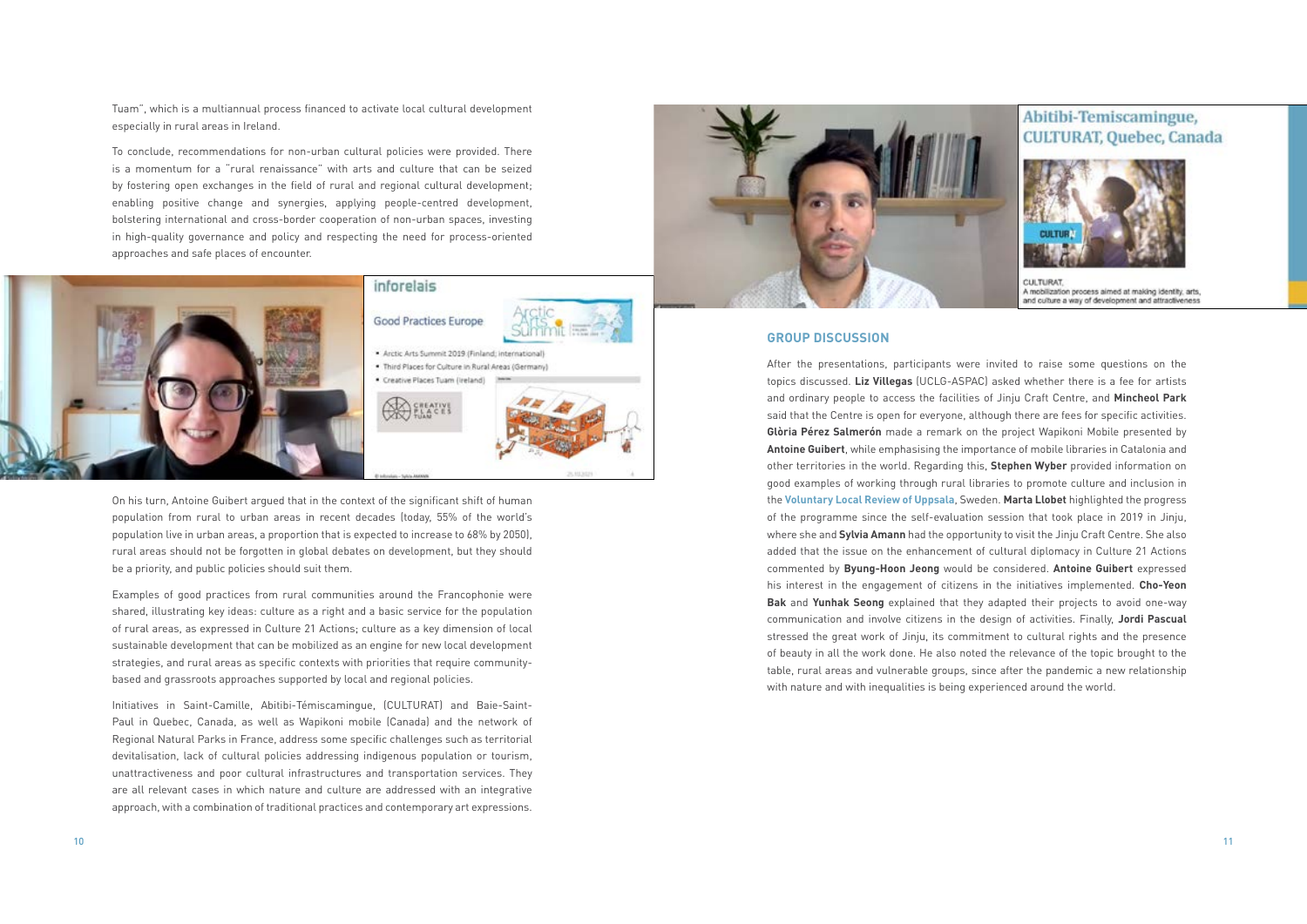Tuam", which is a multiannual process financed to activate local cultural development especially in rural areas in Ireland.

To conclude, recommendations for non-urban cultural policies were provided. There is a momentum for a "rural renaissance" with arts and culture that can be seized by fostering open exchanges in the field of rural and regional cultural development; enabling positive change and synergies, applying people-centred development, bolstering international and cross-border cooperation of non-urban spaces, investing in high-quality governance and policy and respecting the need for process-oriented approaches and safe places of encounter.

On his turn, Antoine Guibert argued that in the context of the significant shift of human population from rural to urban areas in recent decades (today, 55% of the world's population live in urban areas, a proportion that is expected to increase to 68% by 2050), rural areas should not be forgotten in global debates on development, but they should be a priority, and public policies should suit them.

Examples of good practices from rural communities around the Francophonie were shared, illustrating key ideas: culture as a right and a basic service for the population of rural areas, as expressed in Culture 21 Actions; culture as a key dimension of local sustainable development that can be mobilized as an engine for new local development strategies, and rural areas as specific contexts with priorities that require community-based and grassroots approaches supported by local and regional policies.

Initiatives in Saint-Camille, Abitibi-Témiscamingue, (CULTURAT) and Baie-Saint-Paul in Quebec, Canada, as well as Wapikoni mobile (Canada) and the network of Regional Natural Parks in France, address some specific challenges such as territorial devitalisation, lack of cultural policies addressing indigenous population or tourism, unattractiveness and poor cultural infrastructures and transportation services. They are all relevant cases in which nature and culture are addressed with an integrative approach, with a combination of traditional practices and contemporary art expressions.

## GROUP DISCUSSION

After the presentations, participants were invited to raise some questions on the topics discussed. **Liz Villegas** (UCLG-ASPAC) asked whether there is a fee for artists and ordinary people to access the facilities of Jinju Craft Centre, and **Mincheol Park** said that the Centre is open for everyone, although there are fees for specific activities. **Glòria Pérez Salmerón** made a remark on the project Wapikoni Mobile presented by **Antoine Guibert**, while emphasising the importance of mobile libraries in Catalonia and other territories in the world. Regarding this, **Stephen Wyber** provided information on good examples of working through rural libraries to promote culture and inclusion in the **Voluntary Local Review of Uppsala**, Sweden. **Marta Llobet** highlighted the progress of the programme since the self-evaluation session that took place in 2019 in Jinju, where she and **Sylvia Amann** had the opportunity to visit the Jinju Craft Centre. She also added that the issue on the enhancement of cultural diplomacy in Culture 21 Actions commented by **Byung-Hoon Jeong** would be considered. **Antoine Guibert** expressed his interest in the engagement of citizens in the initiatives implemented. **Cho-Yeon Bak** and **Yunhak Seong** explained that they adapted their projects to avoid one-way communication and involve citizens in the design of activities. Finally, **Jordi Pascual** stressed the great work of Jinju, its commitment to cultural rights and the presence of beauty in all the work done. He also noted the relevance of the topic brought to the table, rural areas and vulnerable groups, since after the pandemic a new relationship with nature and with inequalities is being experienced around the world.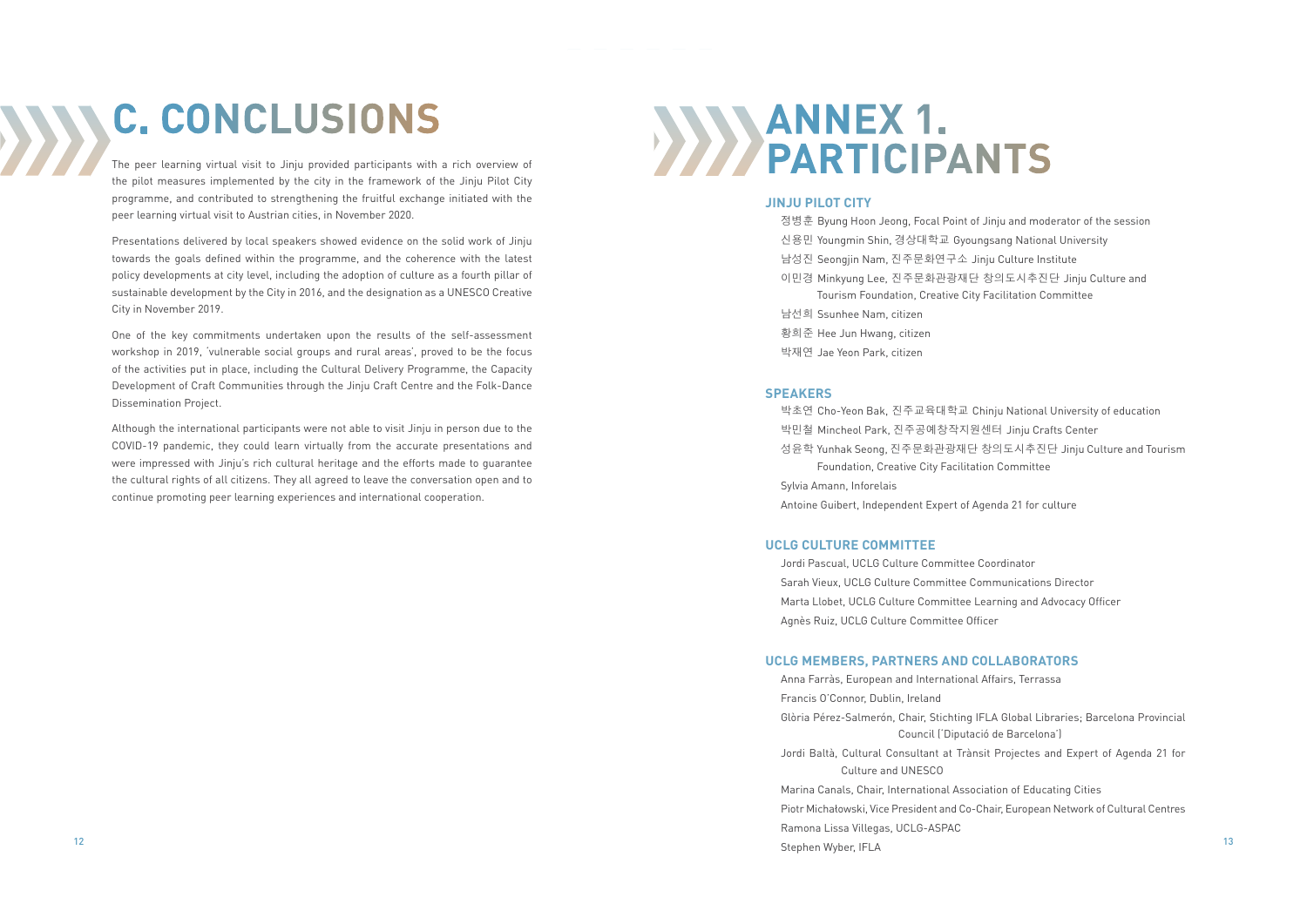# C. CONCLUSIONS

The peer learning virtual visit to Jinju provided participants with a rich overview of the pilot measures implemented by the city in the framework of the Jinju Pilot City programme, and contributed to strengthening the fruitful exchange initiated with the peer learning virtual visit to Austrian cities, in November 2020.

Presentations delivered by local speakers showed evidence on the solid work of Jinju towards the goals defined within the programme, and the coherence with the latest policy developments at city level, including the adoption of culture as a fourth pillar of sustainable development by the City in 2016, and the designation as a UNESCO Creative City in November 2019.

One of the key commitments undertaken upon the results of the self-assessment workshop in 2019, 'vulnerable social groups and rural areas', proved to be the focus of the activities put in place, including the Cultural Delivery Programme, the Capacity Development of Craft Communities through the Jinju Craft Centre and the Folk-Dance Dissemination Project.

Although the international participants were not able to visit Jinju in person due to the COVID-19 pandemic, they could learn virtually from the accurate presentations and were impressed with Jinju's rich cultural heritage and the efforts made to guarantee the cultural rights of all citizens. They all agreed to leave the conversation open and to continue promoting peer learning experiences and international cooperation.

# ANNEX 1. PARTICIPANTS

## JINJU PILOT CITY

정병훈 Byung Hoon Jeong, Focal Point of Jinju and moderator of the session

신용민 Youngmin Shin, 경상대학교 Gyoungsang National University

남성진 Seongjin Nam, 진주문화연구소 Jinju Culture Institute

이민경 Minkyung Lee, 진주문화관광재단 창의도시추진단 Jinju Culture and Tourism Foundation, Creative City Facilitation Committee

남선희 Ssunhee Nam, citizen

황희준 Hee Jun Hwang, citizen

박재연 Jae Yeon Park, citizen

## SPEAKERS

박초연 Cho-Yeon Bak, 진주교육대학교 Chinju National University of education

박민철 Mincheol Park, 진주공예창작지원센터 Jinju Crafts Center

성윤학 Yunhak Seong, 진주문화관광재단 창의도시추진단 Jinju Culture and Tourism Foundation, Creative City Facilitation Committee

Sylvia Amann, Inforelais

Antoine Guibert, Independent Expert of Agenda 21 for culture

## UCLG CULTURE COMMITTEE

Jordi Pascual, UCLG Culture Committee Coordinator

Sarah Vieux, UCLG Culture Committee Communications Director

Marta Llobet, UCLG Culture Committee Learning and Advocacy Officer

Agnès Ruiz, UCLG Culture Committee Officer

## UCLG MEMBERS, PARTNERS AND COLLABORATORS

Anna Farràs, European and International Affairs, Terrassa

Francis O'Connor, Dublin, Ireland

Glòria Pérez-Salmerón, Chair, Stichting IFLA Global Libraries; Barcelona Provincial Council ('Diputació de Barcelona')

Jordi Baltà, Cultural Consultant at Trànsit Projectes and Expert of Agenda 21 for Culture and UNESCO

Marina Canals, Chair, International Association of Educating Cities

Piotr Michałowski, Vice President and Co-Chair, European Network of Cultural Centres

Ramona Lissa Villegas, UCLG-ASPAC

Stephen Wyber, IFLA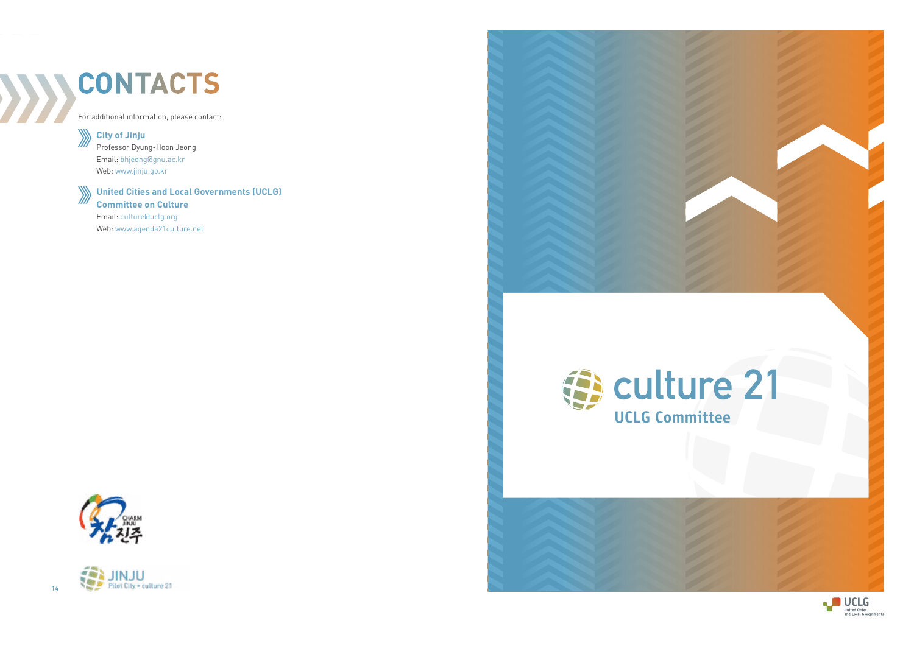# CONTACTS

For additional information, please contact:

**City of Jinju**
Professor Byung-Hoon Jeong
Email: bhjeong@gnu.ac.kr
Web: www.jinju.go.kr

**United Cities and Local Governments (UCLG) Committee on Culture**
Email: culture@uclg.org
Web: www.agenda21culture.net

culture 21
UCLG Committee